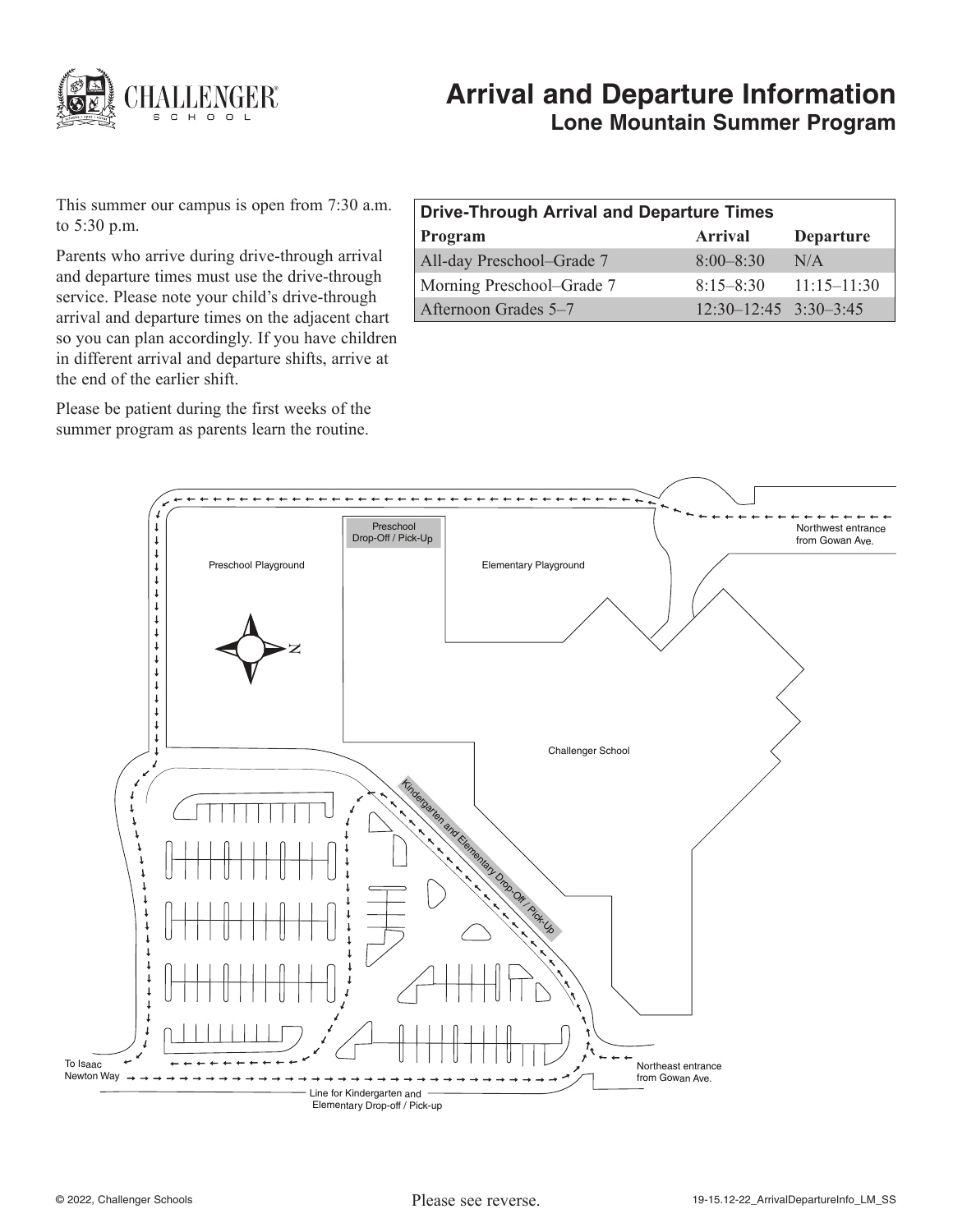# Arrival and Departure Information

## Lone Mountain Summer Program

This summer our campus is open from 7:30 a.m. to 5:30 p.m.

Parents who arrive during drive-through arrival and departure times must use the drive-through service. Please note your child's drive-through arrival and departure times on the adjacent chart so you can plan accordingly. If you have children in different arrival and departure shifts, arrive at the end of the earlier shift.

Please be patient during the first weeks of the summer program as parents learn the routine.

**Drive-Through Arrival and Departure Times**

| Program | Arrival | Departure |
|---|---|---|
| All-day Preschool–Grade 7 | 8:00–8:30 | N/A |
| Morning Preschool–Grade 7 | 8:15–8:30 | 11:15–11:30 |
| Afternoon Grades 5–7 | 12:30–12:45 | 3:30–3:45 |

Preschool Drop-Off / Pick-Up

Preschool Playground

Elementary Playground

N

Northwest entrance from Gowan Ave.

Challenger School

Kindergarten and Elementary Drop-Off / Pick-Up

To Isaac Newton Way

Northeast entrance from Gowan Ave.

Line for Kindergarten and Elementary Drop-off / Pick-up

Please see reverse.

© 2022, Challenger Schools

19-15.12-22_ArrivalDepartureInfo_LM_SS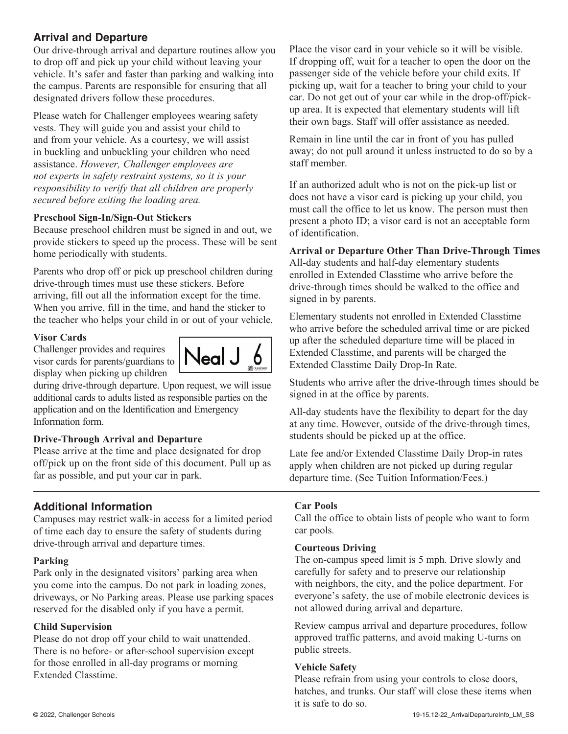## Arrival and Departure

Our drive-through arrival and departure routines allow you to drop off and pick up your child without leaving your vehicle. It's safer and faster than parking and walking into the campus. Parents are responsible for ensuring that all designated drivers follow these procedures.

Please watch for Challenger employees wearing safety vests. They will guide you and assist your child to and from your vehicle. As a courtesy, we will assist in buckling and unbuckling your children who need assistance. *However, Challenger employees are not experts in safety restraint systems, so it is your responsibility to verify that all children are properly secured before exiting the loading area.*

### Preschool Sign-In/Sign-Out Stickers

Because preschool children must be signed in and out, we provide stickers to speed up the process. These will be sent home periodically with students.

Parents who drop off or pick up preschool children during drive-through times must use these stickers. Before arriving, fill out all the information except for the time. When you arrive, fill in the time, and hand the sticker to the teacher who helps your child in or out of your vehicle.

### Visor Cards

Neal J 6

Challenger provides and requires visor cards for parents/guardians to display when picking up children during drive-through departure. Upon request, we will issue additional cards to adults listed as responsible parties on the application and on the Identification and Emergency Information form.

### Drive-Through Arrival and Departure

Please arrive at the time and place designated for drop off/pick up on the front side of this document. Pull up as far as possible, and put your car in park.

Place the visor card in your vehicle so it will be visible. If dropping off, wait for a teacher to open the door on the passenger side of the vehicle before your child exits. If picking up, wait for a teacher to bring your child to your car. Do not get out of your car while in the drop-off/pick-up area. It is expected that elementary students will lift their own bags. Staff will offer assistance as needed.

Remain in line until the car in front of you has pulled away; do not pull around it unless instructed to do so by a staff member.

If an authorized adult who is not on the pick-up list or does not have a visor card is picking up your child, you must call the office to let us know. The person must then present a photo ID; a visor card is not an acceptable form of identification.

### Arrival or Departure Other Than Drive-Through Times

All-day students and half-day elementary students enrolled in Extended Classtime who arrive before the drive-through times should be walked to the office and signed in by parents.

Elementary students not enrolled in Extended Classtime who arrive before the scheduled arrival time or are picked up after the scheduled departure time will be placed in Extended Classtime, and parents will be charged the Extended Classtime Daily Drop-In Rate.

Students who arrive after the drive-through times should be signed in at the office by parents.

All-day students have the flexibility to depart for the day at any time. However, outside of the drive-through times, students should be picked up at the office.

Late fee and/or Extended Classtime Daily Drop-in rates apply when children are not picked up during regular departure time. (See Tuition Information/Fees.)

## Additional Information

Campuses may restrict walk-in access for a limited period of time each day to ensure the safety of students during drive-through arrival and departure times.

### Parking

Park only in the designated visitors' parking area when you come into the campus. Do not park in loading zones, driveways, or No Parking areas. Please use parking spaces reserved for the disabled only if you have a permit.

### Child Supervision

Please do not drop off your child to wait unattended. There is no before- or after-school supervision except for those enrolled in all-day programs or morning Extended Classtime.

### Car Pools

Call the office to obtain lists of people who want to form car pools.

### Courteous Driving

The on-campus speed limit is 5 mph. Drive slowly and carefully for safety and to preserve our relationship with neighbors, the city, and the police department. For everyone's safety, the use of mobile electronic devices is not allowed during arrival and departure.

Review campus arrival and departure procedures, follow approved traffic patterns, and avoid making U-turns on public streets.

### Vehicle Safety

Please refrain from using your controls to close doors, hatches, and trunks. Our staff will close these items when it is safe to do so.

© 2022, Challenger Schools 19-15.12-22_ArrivalDepartureInfo_LM_SS